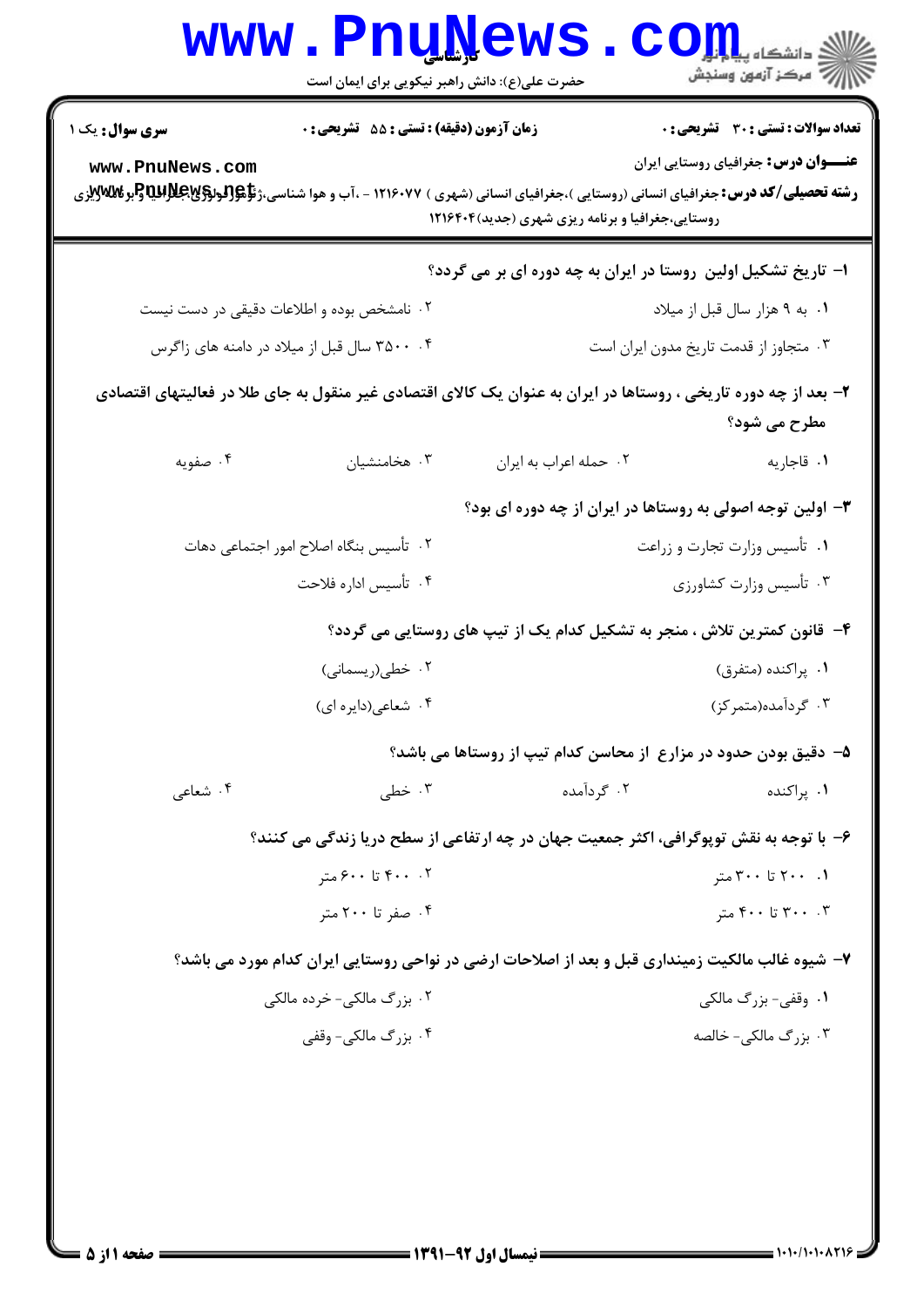**سری سوال:** یک ۱

**زمان آزمون (دقیقه) : تستی : ۵۵ تشریحی : ۰**

**تعداد سوالات : تستی : ۳۰ تشریحی : ۰**

**عنـــوان درس:** جغرافیای روستایی ایران

**رشته تحصیلی/کد درس:** جغرافیای انسانی (روستایی )،جغرافیای انسانی (شهری ) ۱۲۱۶۰۷۷ - ،آب و هوا شناسی،ژئومورفولوژی،جغرافیا و برنامه ریزی روستایی،جغرافیا و برنامه ریزی شهری (جدید)۱۲۱۶۴۰۴

۱- تاریخ تشکیل اولین روستا در ایران به چه دوره ای بر می گردد؟

۱. به ۹ هزار سال قبل از میلاد

۲. نامشخص بوده و اطلاعات دقیقی در دست نیست

۳. متجاوز از قدمت تاریخ مدون ایران است

۴. ۳۵۰۰ سال قبل از میلاد در دامنه های زاگرس

۲- بعد از چه دوره تاریخی ، روستاها در ایران به عنوان یک کالای اقتصادی غیر منقول به جای طلا در فعالیتهای اقتصادی مطرح می شود؟

۱. قاجاریه

۲. حمله اعراب به ایران

۳. هخامنشیان

۴. صفویه

۳- اولین توجه اصولی به روستاها در ایران از چه دوره ای بود؟

۱. تأسیس وزارت تجارت و زراعت

۲. تأسیس بنگاه اصلاح امور اجتماعی دهات

۳. تأسیس وزارت کشاورزی

۴. تأسیس اداره فلاحت

۴- قانون کمترین تلاش ، منجر به تشکیل کدام یک از تیپ های روستایی می گردد؟

۱. پراکنده (متفرق)

۲. خطی(ریسمانی)

۳. گردآمده(متمرکز)

۴. شعاعی(دایره ای)

۵- دقیق بودن حدود در مزارع از محاسن کدام تیپ از روستاها می باشد؟

۱. پراکنده

۲. گردآمده

۳. خطی

۴. شعاعی

۶- با توجه به نقش توپوگرافی، اکثر جمعیت جهان در چه ارتفاعی از سطح دریا زندگی می کنند؟

۱. ۲۰۰ تا ۳۰۰ متر

۲. ۴۰۰ تا ۶۰۰ متر

۳. ۳۰۰ تا ۴۰۰ متر

۴. صفر تا ۲۰۰ متر

۷- شیوه غالب مالکیت زمینداری قبل و بعد از اصلاحات ارضی در نواحی روستایی ایران کدام مورد می باشد؟

۱. وقفی- بزرگ مالکی

۲. بزرگ مالکی- خرده مالکی

۳. بزرگ مالکی- خالصه

۴. بزرگ مالکی- وقفی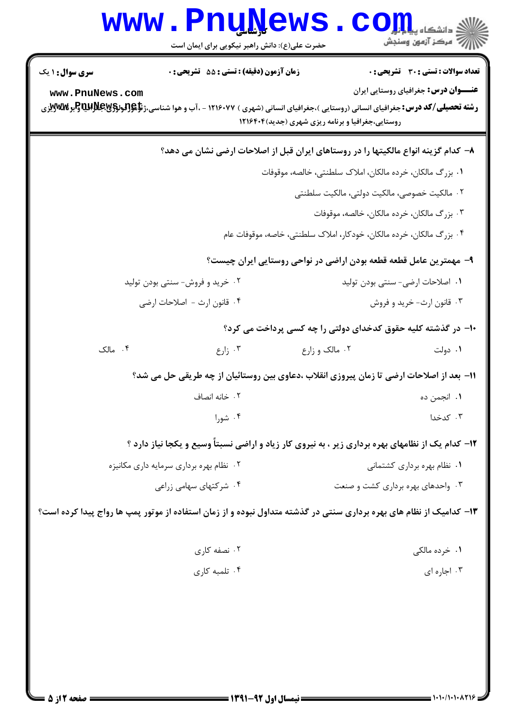۸– کدام گزینه انواع مالکیتها را در روستاهای ایران قبل از اصلاحات ارضی نشان می دهد؟

۱. بزرگ مالکان، خرده مالکان، املاک سلطنتی، خالصه، موقوفات

۲. مالکیت خصوصی، مالکیت دولتی، مالکیت سلطنتی

۳. بزرگ مالکان، خرده مالکان، خالصه، موقوفات

۴. بزرگ مالکان، خرده مالکان، خودکار، املاک سلطنتی، خاصه، موقوفات عام

۹– مهمترین عامل قطعه قطعه بودن اراضی در نواحی روستایی ایران چیست؟

۱. اصلاحات ارضی- سنتی بودن تولید

۲. خرید و فروش- سنتی بودن تولید

۳. قانون ارث- خرید و فروش

۴. قانون ارث - اصلاحات ارضی

۱۰– در گذشته کلیه حقوق کدخدای دولتی را چه کسی پرداخت می کرد؟

۱. دولت

۲. مالک و زارع

۳. زارع

۴. مالک

۱۱– بعد از اصلاحات ارضی تا زمان پیروزی انقلاب ،دعاوی بین روستائیان از چه طریقی حل می شد؟

۱. انجمن ده

۲. خانه انصاف

۳. کدخدا

۴. شورا

۱۲– کدام یک از نظامهای بهره برداری زیر ، به نیروی کار زیاد و اراضی نسبتاً وسیع و یکجا نیاز دارد ؟

۱. نظام بهره برداری کشتمانی

۲. نظام بهره برداری سرمایه داری مکانیزه

۳. واحدهای بهره برداری کشت و صنعت

۴. شرکتهای سهامی زراعی

۱۳– کدامیک از نظام های بهره برداری سنتی در گذشته متداول نبوده و از زمان استفاده از موتور پمپ ها رواج پیدا کرده است؟

۱. خرده مالکی

۲. نصفه کاری

۳. اجاره ای

۴. تلمبه کاری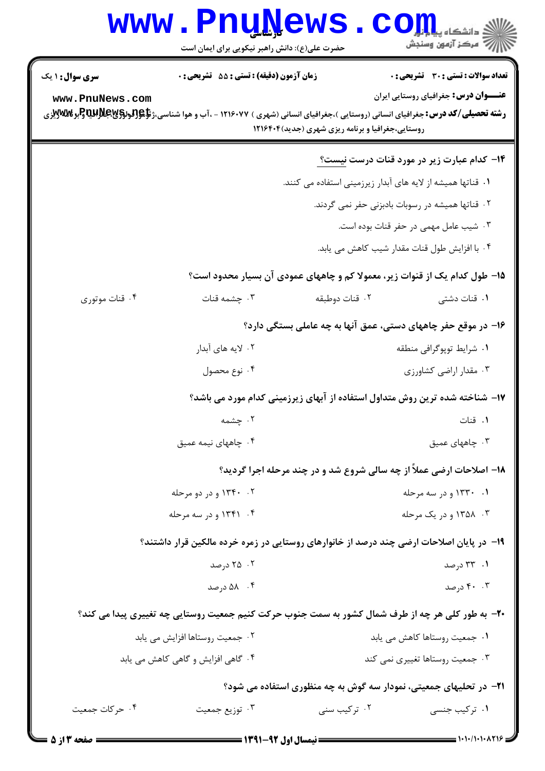۱۴- کدام عبارت زیر در مورد قنات درست نیست؟

۱. قناتها همیشه از لایه های آبدار زیرزمینی استفاده می کنند.

۲. قناتها همیشه در رسوبات بادبزنی حفر نمی گردند.

۳. شیب عامل مهمی در حفر قنات بوده است.

۴. با افزایش طول قنات مقدار شیب کاهش می یابد.

۱۵- طول کدام یک از قنوات زیر، معمولا کم و چاههای عمودی آن بسیار محدود است؟

۱. قنات دشتی ۲. قنات دوطبقه ۳. چشمه قنات ۴. قنات موتوری

۱۶- در موقع حفر چاههای دستی، عمق آنها به چه عاملی بستگی دارد؟

۱. شرایط توپوگرافی منطقه ۲. لایه های آبدار

۳. مقدار اراضی کشاورزی ۴. نوع محصول

۱۷- شناخته شده ترین روش متداول استفاده از آبهای زیرزمینی کدام مورد می باشد؟

۱. قنات ۲. چشمه

۳. چاههای عمیق ۴. چاههای نیمه عمیق

۱۸- اصلاحات ارضی عملاً از چه سالی شروع شد و در چند مرحله اجرا گردید؟

۱. ۱۳۳۰ و در سه مرحله ۲. ۱۳۴۰ و در دو مرحله

۳. ۱۳۵۸ و در یک مرحله ۴. ۱۳۴۱ و در سه مرحله

۱۹- در پایان اصلاحات ارضی چند درصد از خانوارهای روستایی در زمره خرده مالکین قرار داشتند؟

۱. ۳۳ درصد ۲. ۲۵ درصد

۳. ۴۰ درصد ۴. ۵۸ درصد

۲۰- به طور کلی هر چه از طرف شمال کشور به سمت جنوب حرکت کنیم جمعیت روستایی چه تغییری پیدا می کند؟

۱. جمعیت روستاها کاهش می یابد ۲. جمعیت روستاها افزایش می یابد

۳. جمعیت روستاها تغییری نمی کند ۴. گاهی افزایش و گاهی کاهش می یابد

۲۱- در تحلیلهای جمعیتی، نمودار سه گوش به چه منظوری استفاده می شود؟

۱. ترکیب جنسی ۲. ترکیب سنی ۳. توزیع جمعیت ۴. حرکات جمعیت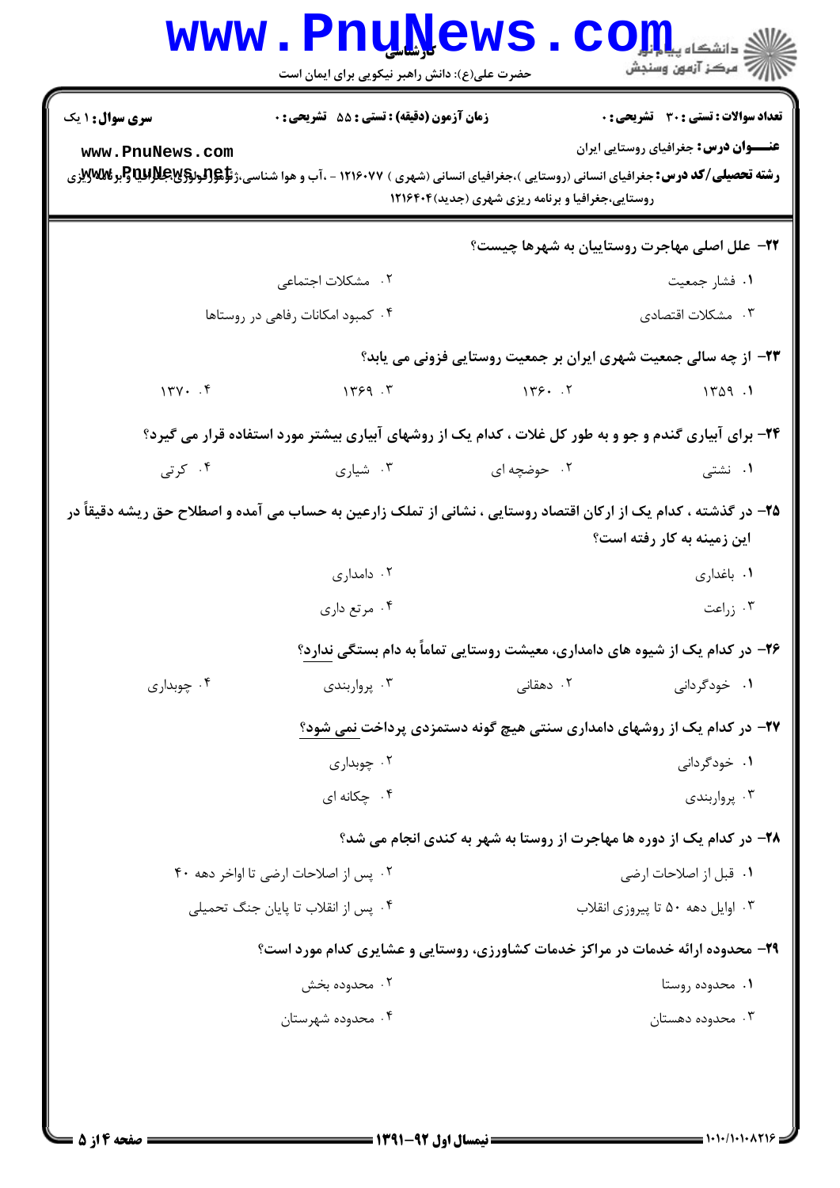**سری سوال:** ۱ یک

**زمان آزمون (دقیقه) : تستی :** ۵۵ **تشریحی :** ۰

**تعداد سوالات : تستی :** ۳۰ **تشریحی :** ۰

**عنـــوان درس:** جغرافیای روستایی ایران

**رشته تحصیلی/کد درس:** جغرافیای انسانی (روستایی )،جغرافیای انسانی (شهری ) ۱۲۱۶۰۷۷ - ،آب و هوا شناسی،ژئومورفولوژی،جغرافیا و برنامه ریزی روستایی،جغرافیا و برنامه ریزی شهری (جدید)۱۲۱۶۴۰۴

۲۲- علل اصلی مهاجرت روستاییان به شهرها چیست؟

۱. فشار جمعیت

۲. مشکلات اجتماعی

۳. مشکلات اقتصادی

۴. کمبود امکانات رفاهی در روستاها

۲۳- از چه سالی جمعیت شهری ایران بر جمعیت روستایی فزونی می یابد؟

۱. ۱۳۵۹

۲. ۱۳۶۰

۳. ۱۳۶۹

۴. ۱۳۷۰

۲۴- برای آبیاری گندم و جو و به طور کل غلات ، کدام یک از روشهای آبیاری بیشتر مورد استفاده قرار می گیرد؟

۱. نشتی

۲. حوضچه ای

۳. شیاری

۴. کرتی

۲۵- در گذشته ، کدام یک از ارکان اقتصاد روستایی ، نشانی از تملک زارعین به حساب می آمده و اصطلاح حق ریشه دقیقاً در این زمینه به کار رفته است؟

۱. باغداری

۲. دامداری

۳. زراعت

۴. مرتع داری

۲۶- در کدام یک از شیوه های دامداری، معیشت روستایی تماماً به دام بستگی ندارد؟

۱. خودگردانی

۲. دهقانی

۳. پرواربندی

۴. چوبداری

۲۷- در کدام یک از روشهای دامداری سنتی هیچ گونه دستمزدی پرداخت نمی شود؟

۱. خودگردانی

۲. چوبداری

۳. پرواربندی

۴. چکانه ای

۲۸- در کدام یک از دوره ها مهاجرت از روستا به شهر به کندی انجام می شد؟

۱. قبل از اصلاحات ارضی

۲. پس از اصلاحات ارضی تا اواخر دهه ۴۰

۳. اوایل دهه ۵۰ تا پیروزی انقلاب

۴. پس از انقلاب تا پایان جنگ تحمیلی

۲۹- محدوده ارائه خدمات در مراکز خدمات کشاورزی، روستایی و عشایری کدام مورد است؟

۱. محدوده روستا

۲. محدوده بخش

۳. محدوده دهستان

۴. محدوده شهرستان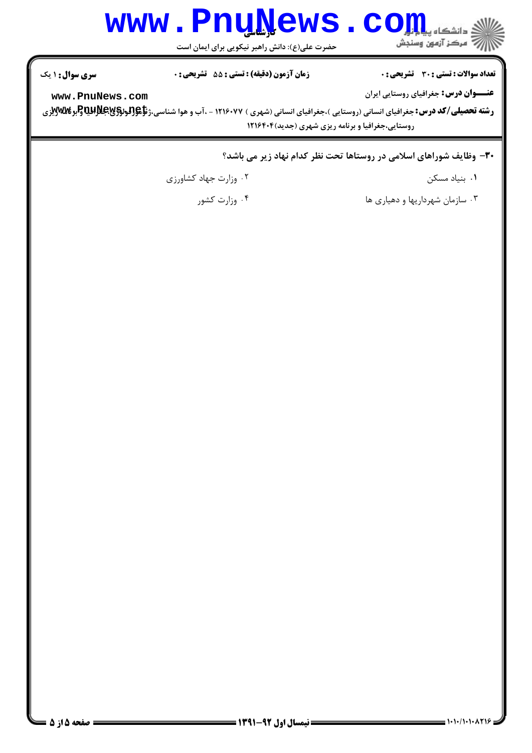**۳۰- وظایف شوراهای اسلامی در روستاها تحت نظر کدام نهاد زیر می باشد؟**

۱. بنیاد مسکن

۲. وزارت جهاد کشاورزی

۳. سازمان شهرداریها و دهیاری ها

۴. وزارت کشور